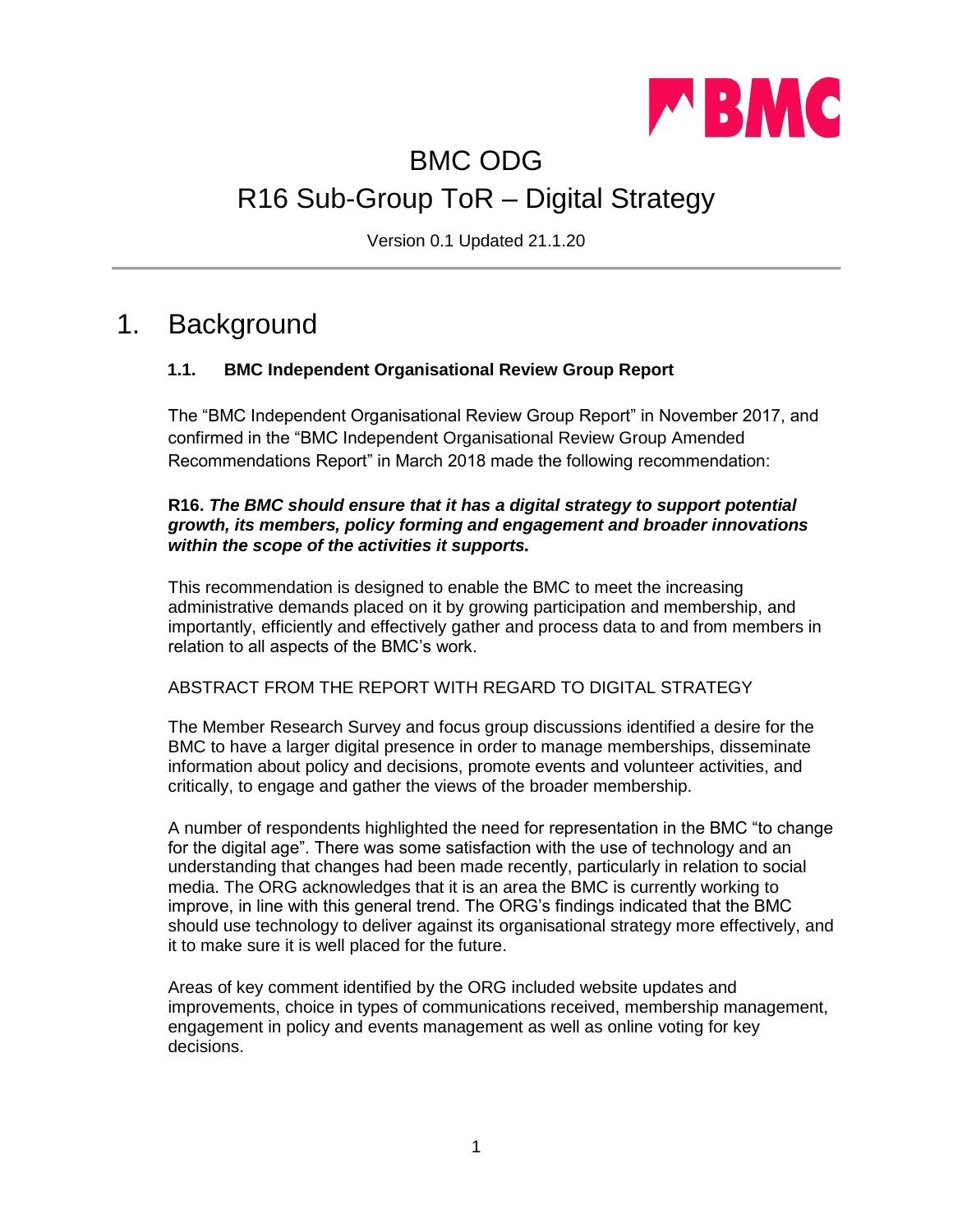# BMC ODG

# R16 Sub-Group ToR – Digital Strategy

Version 0.1 Updated 21.1.20

## 1. Background

### 1.1. BMC Independent Organisational Review Group Report

The "BMC Independent Organisational Review Group Report" in November 2017, and confirmed in the "BMC Independent Organisational Review Group Amended Recommendations Report" in March 2018 made the following recommendation:

**R16. *The BMC should ensure that it has a digital strategy to support potential growth, its members, policy forming and engagement and broader innovations within the scope of the activities it supports*.**

This recommendation is designed to enable the BMC to meet the increasing administrative demands placed on it by growing participation and membership, and importantly, efficiently and effectively gather and process data to and from members in relation to all aspects of the BMC's work.

ABSTRACT FROM THE REPORT WITH REGARD TO DIGITAL STRATEGY

The Member Research Survey and focus group discussions identified a desire for the BMC to have a larger digital presence in order to manage memberships, disseminate information about policy and decisions, promote events and volunteer activities, and critically, to engage and gather the views of the broader membership.

A number of respondents highlighted the need for representation in the BMC "to change for the digital age". There was some satisfaction with the use of technology and an understanding that changes had been made recently, particularly in relation to social media. The ORG acknowledges that it is an area the BMC is currently working to improve, in line with this general trend. The ORG's findings indicated that the BMC should use technology to deliver against its organisational strategy more effectively, and it to make sure it is well placed for the future.

Areas of key comment identified by the ORG included website updates and improvements, choice in types of communications received, membership management, engagement in policy and events management as well as online voting for key decisions.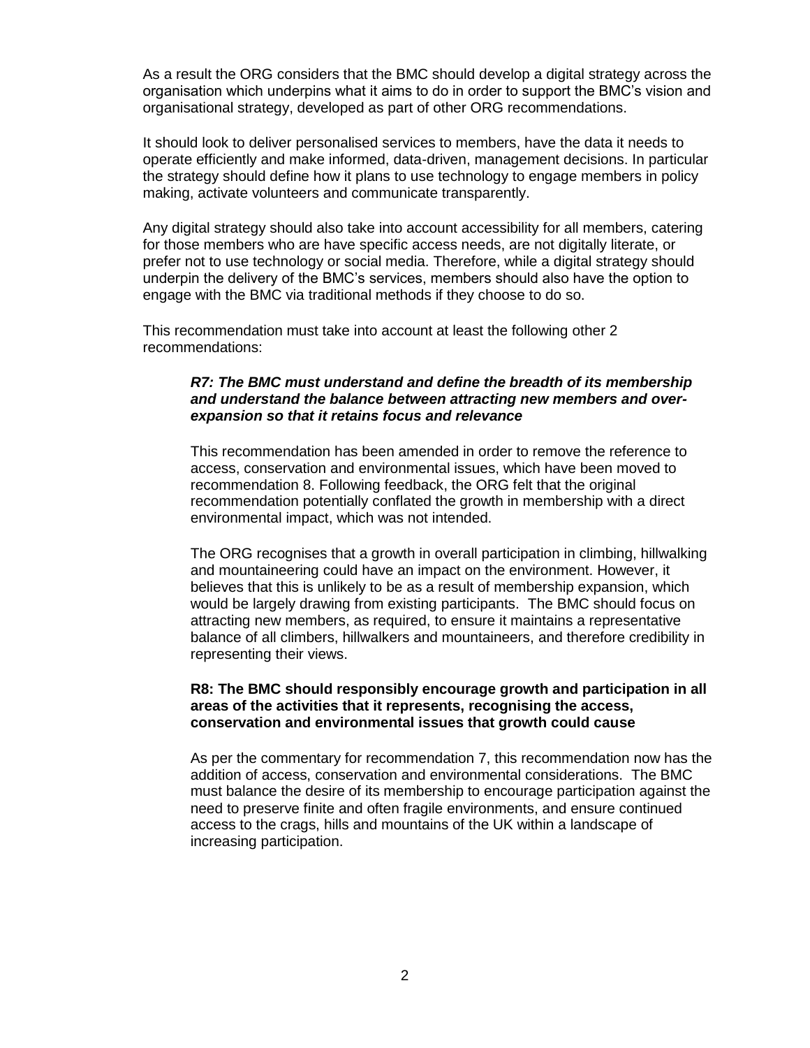As a result the ORG considers that the BMC should develop a digital strategy across the organisation which underpins what it aims to do in order to support the BMC's vision and organisational strategy, developed as part of other ORG recommendations.

It should look to deliver personalised services to members, have the data it needs to operate efficiently and make informed, data-driven, management decisions. In particular the strategy should define how it plans to use technology to engage members in policy making, activate volunteers and communicate transparently.

Any digital strategy should also take into account accessibility for all members, catering for those members who are have specific access needs, are not digitally literate, or prefer not to use technology or social media. Therefore, while a digital strategy should underpin the delivery of the BMC's services, members should also have the option to engage with the BMC via traditional methods if they choose to do so.

This recommendation must take into account at least the following other 2 recommendations:

> ***R7: The BMC must understand and define the breadth of its membership and understand the balance between attracting new members and over-expansion so that it retains focus and relevance***
>
> This recommendation has been amended in order to remove the reference to access, conservation and environmental issues, which have been moved to recommendation 8. Following feedback, the ORG felt that the original recommendation potentially conflated the growth in membership with a direct environmental impact, which was not intended.
>
> The ORG recognises that a growth in overall participation in climbing, hillwalking and mountaineering could have an impact on the environment. However, it believes that this is unlikely to be as a result of membership expansion, which would be largely drawing from existing participants. The BMC should focus on attracting new members, as required, to ensure it maintains a representative balance of all climbers, hillwalkers and mountaineers, and therefore credibility in representing their views.
>
> **R8: The BMC should responsibly encourage growth and participation in all areas of the activities that it represents, recognising the access, conservation and environmental issues that growth could cause**
>
> As per the commentary for recommendation 7, this recommendation now has the addition of access, conservation and environmental considerations. The BMC must balance the desire of its membership to encourage participation against the need to preserve finite and often fragile environments, and ensure continued access to the crags, hills and mountains of the UK within a landscape of increasing participation.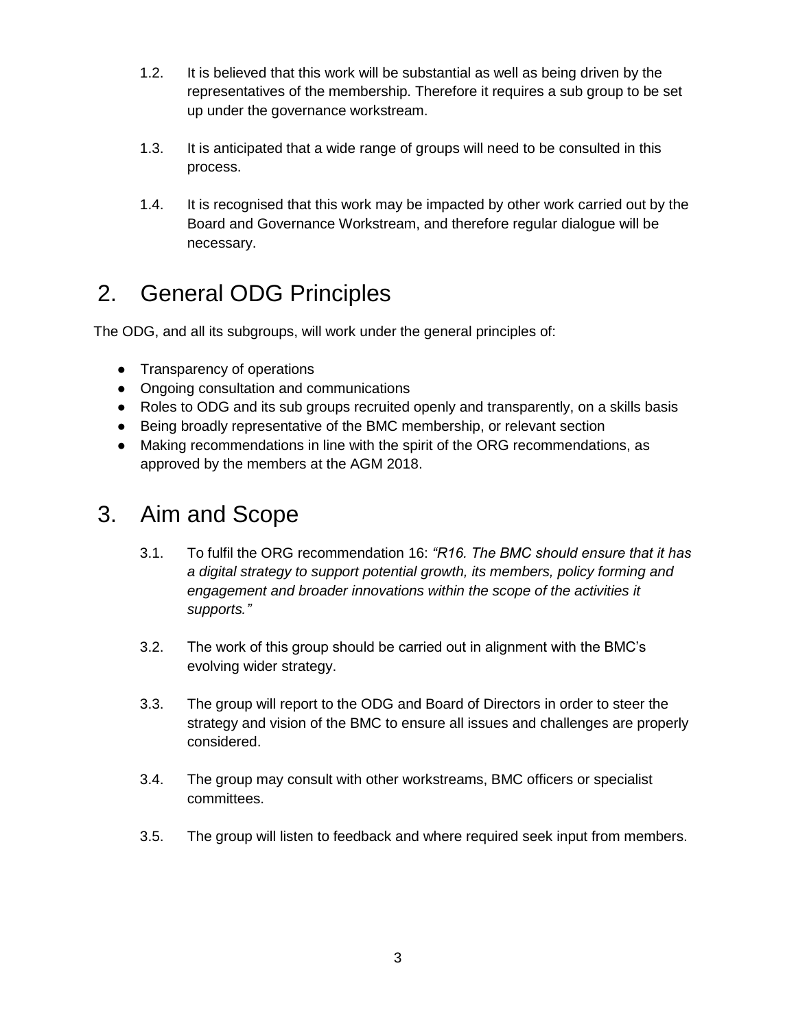1.2. It is believed that this work will be substantial as well as being driven by the representatives of the membership. Therefore it requires a sub group to be set up under the governance workstream.

1.3. It is anticipated that a wide range of groups will need to be consulted in this process.

1.4. It is recognised that this work may be impacted by other work carried out by the Board and Governance Workstream, and therefore regular dialogue will be necessary.

## 2. General ODG Principles

The ODG, and all its subgroups, will work under the general principles of:

- Transparency of operations
- Ongoing consultation and communications
- Roles to ODG and its sub groups recruited openly and transparently, on a skills basis
- Being broadly representative of the BMC membership, or relevant section
- Making recommendations in line with the spirit of the ORG recommendations, as approved by the members at the AGM 2018.

## 3. Aim and Scope

3.1. To fulfil the ORG recommendation 16: *"R16. The BMC should ensure that it has a digital strategy to support potential growth, its members, policy forming and engagement and broader innovations within the scope of the activities it supports."*

3.2. The work of this group should be carried out in alignment with the BMC's evolving wider strategy.

3.3. The group will report to the ODG and Board of Directors in order to steer the strategy and vision of the BMC to ensure all issues and challenges are properly considered.

3.4. The group may consult with other workstreams, BMC officers or specialist committees.

3.5. The group will listen to feedback and where required seek input from members.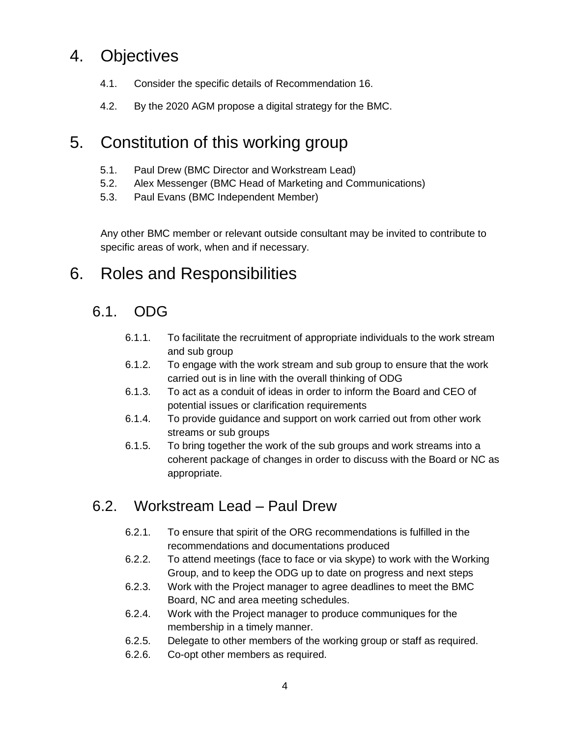# 4. Objectives

4.1. Consider the specific details of Recommendation 16.

4.2. By the 2020 AGM propose a digital strategy for the BMC.

# 5. Constitution of this working group

5.1. Paul Drew (BMC Director and Workstream Lead)
5.2. Alex Messenger (BMC Head of Marketing and Communications)
5.3. Paul Evans (BMC Independent Member)

Any other BMC member or relevant outside consultant may be invited to contribute to specific areas of work, when and if necessary.

# 6. Roles and Responsibilities

## 6.1. ODG

6.1.1. To facilitate the recruitment of appropriate individuals to the work stream and sub group
6.1.2. To engage with the work stream and sub group to ensure that the work carried out is in line with the overall thinking of ODG
6.1.3. To act as a conduit of ideas in order to inform the Board and CEO of potential issues or clarification requirements
6.1.4. To provide guidance and support on work carried out from other work streams or sub groups
6.1.5. To bring together the work of the sub groups and work streams into a coherent package of changes in order to discuss with the Board or NC as appropriate.

## 6.2. Workstream Lead – Paul Drew

6.2.1. To ensure that spirit of the ORG recommendations is fulfilled in the recommendations and documentations produced
6.2.2. To attend meetings (face to face or via skype) to work with the Working Group, and to keep the ODG up to date on progress and next steps
6.2.3. Work with the Project manager to agree deadlines to meet the BMC Board, NC and area meeting schedules.
6.2.4. Work with the Project manager to produce communiques for the membership in a timely manner.
6.2.5. Delegate to other members of the working group or staff as required.
6.2.6. Co-opt other members as required.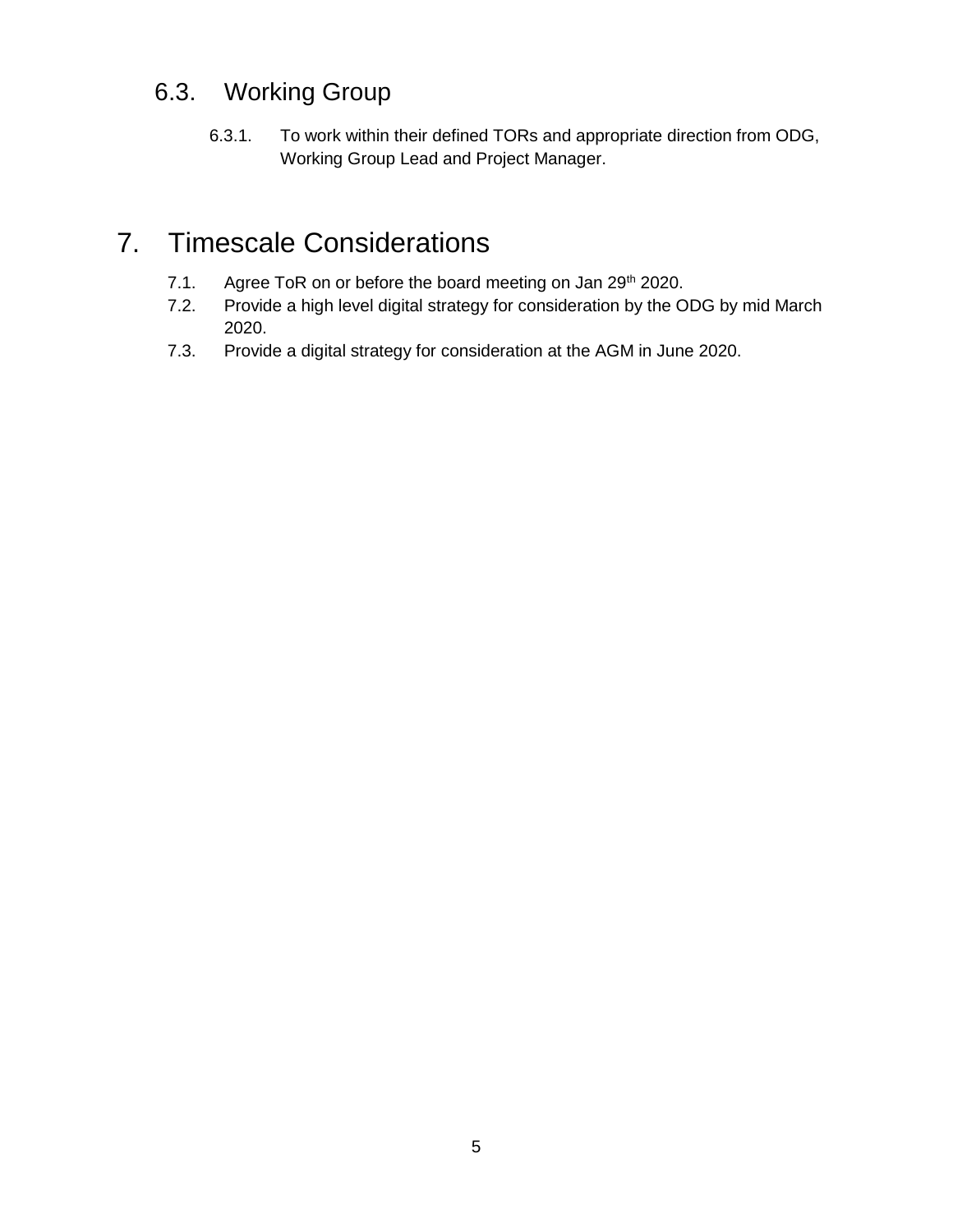## 6.3. Working Group

6.3.1. To work within their defined TORs and appropriate direction from ODG, Working Group Lead and Project Manager.

# 7. Timescale Considerations

7.1. Agree ToR on or before the board meeting on Jan 29th 2020.

7.2. Provide a high level digital strategy for consideration by the ODG by mid March 2020.

7.3. Provide a digital strategy for consideration at the AGM in June 2020.